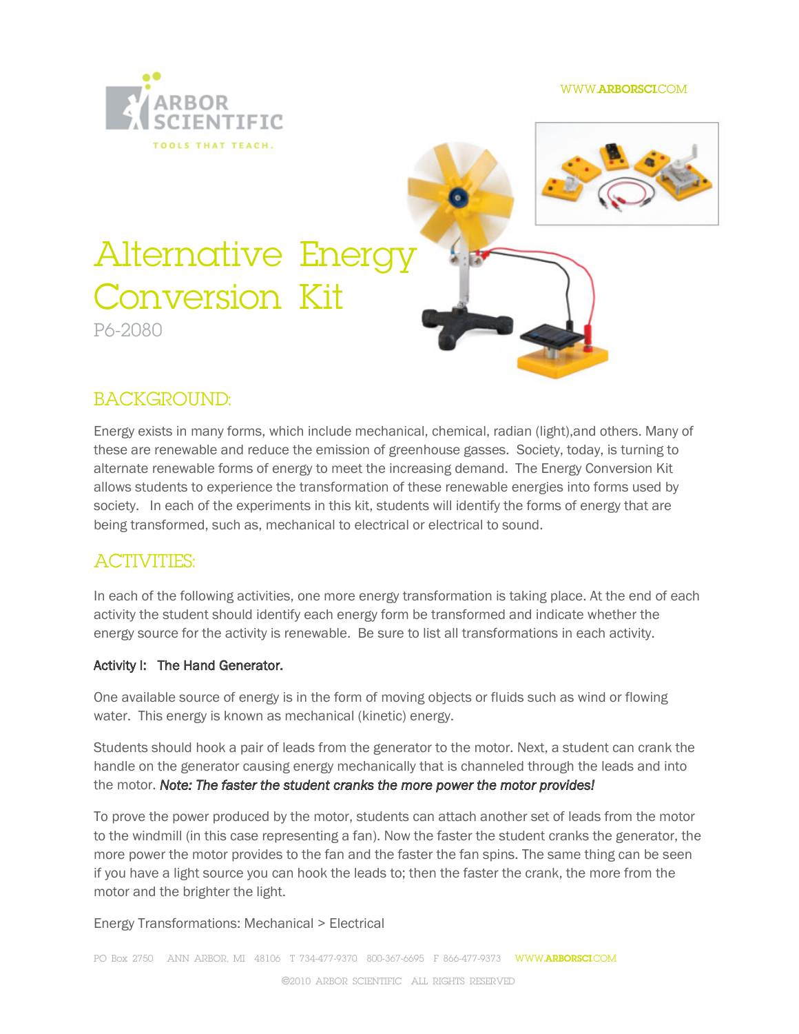# Alternative Energy Conversion Kit

P6-2080

## BACKGROUND:

Energy exists in many forms, which include mechanical, chemical, radian (light),and others. Many of these are renewable and reduce the emission of greenhouse gasses. Society, today, is turning to alternate renewable forms of energy to meet the increasing demand. The Energy Conversion Kit allows students to experience the transformation of these renewable energies into forms used by society. In each of the experiments in this kit, students will identify the forms of energy that are being transformed, such as, mechanical to electrical or electrical to sound.

## ACTIVITIES:

In each of the following activities, one more energy transformation is taking place. At the end of each activity the student should identify each energy form be transformed and indicate whether the energy source for the activity is renewable. Be sure to list all transformations in each activity.

### Activity I: The Hand Generator.

One available source of energy is in the form of moving objects or fluids such as wind or flowing water. This energy is known as mechanical (kinetic) energy.

Students should hook a pair of leads from the generator to the motor. Next, a student can crank the handle on the generator causing energy mechanically that is channeled through the leads and into the motor. ***Note: The faster the student cranks the more power the motor provides!***

To prove the power produced by the motor, students can attach another set of leads from the motor to the windmill (in this case representing a fan). Now the faster the student cranks the generator, the more power the motor provides to the fan and the faster the fan spins. The same thing can be seen if you have a light source you can hook the leads to; then the faster the crank, the more from the motor and the brighter the light.

Energy Transformations: Mechanical > Electrical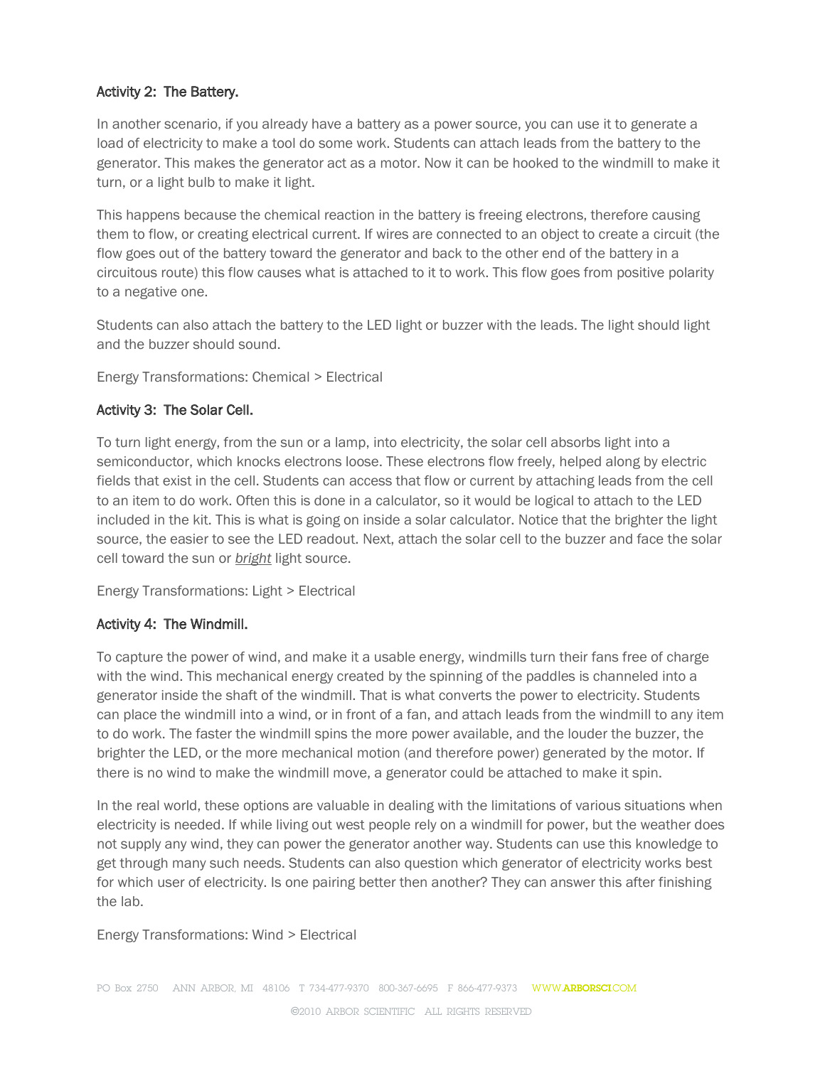### Activity 2: The Battery.

In another scenario, if you already have a battery as a power source, you can use it to generate a load of electricity to make a tool do some work. Students can attach leads from the battery to the generator. This makes the generator act as a motor. Now it can be hooked to the windmill to make it turn, or a light bulb to make it light.

This happens because the chemical reaction in the battery is freeing electrons, therefore causing them to flow, or creating electrical current. If wires are connected to an object to create a circuit (the flow goes out of the battery toward the generator and back to the other end of the battery in a circuitous route) this flow causes what is attached to it to work. This flow goes from positive polarity to a negative one.

Students can also attach the battery to the LED light or buzzer with the leads. The light should light and the buzzer should sound.

Energy Transformations: Chemical > Electrical

### Activity 3: The Solar Cell.

To turn light energy, from the sun or a lamp, into electricity, the solar cell absorbs light into a semiconductor, which knocks electrons loose. These electrons flow freely, helped along by electric fields that exist in the cell. Students can access that flow or current by attaching leads from the cell to an item to do work. Often this is done in a calculator, so it would be logical to attach to the LED included in the kit. This is what is going on inside a solar calculator. Notice that the brighter the light source, the easier to see the LED readout. Next, attach the solar cell to the buzzer and face the solar cell toward the sun or ***bright*** light source.

Energy Transformations: Light > Electrical

### Activity 4: The Windmill.

To capture the power of wind, and make it a usable energy, windmills turn their fans free of charge with the wind. This mechanical energy created by the spinning of the paddles is channeled into a generator inside the shaft of the windmill. That is what converts the power to electricity. Students can place the windmill into a wind, or in front of a fan, and attach leads from the windmill to any item to do work. The faster the windmill spins the more power available, and the louder the buzzer, the brighter the LED, or the more mechanical motion (and therefore power) generated by the motor. If there is no wind to make the windmill move, a generator could be attached to make it spin.

In the real world, these options are valuable in dealing with the limitations of various situations when electricity is needed. If while living out west people rely on a windmill for power, but the weather does not supply any wind, they can power the generator another way. Students can use this knowledge to get through many such needs. Students can also question which generator of electricity works best for which user of electricity. Is one pairing better then another? They can answer this after finishing the lab.

Energy Transformations: Wind > Electrical